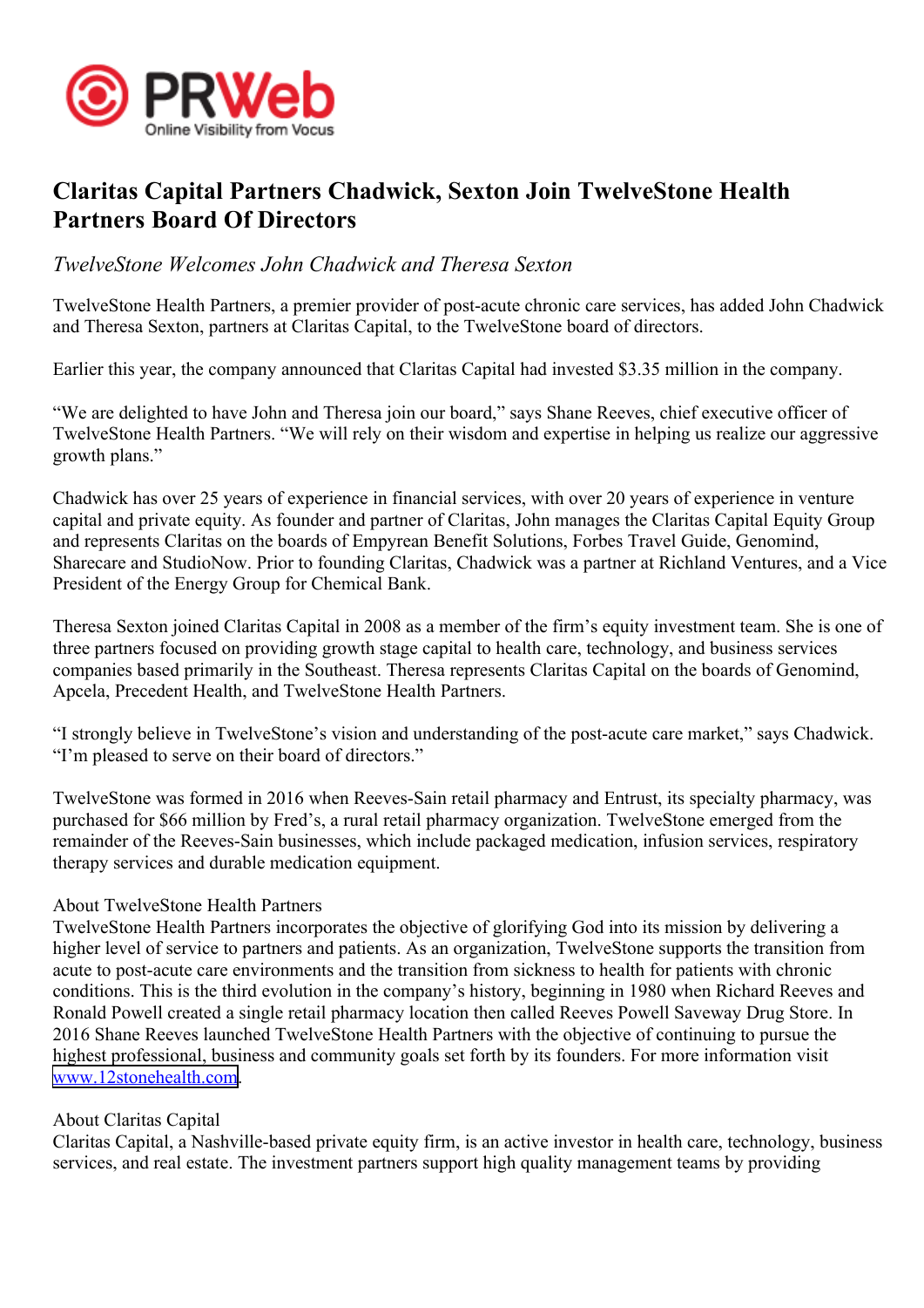# Claritas Capital Partners Chadwick, Sexton Join TwelveStone Health Partners Board Of Directors

*TwelveStone Welcomes John Chadwick and Theresa Sexton*

TwelveStone Health Partners, a premier provider of post-acute chronic care services, has added John Chadwick and Theresa Sexton, partners at Claritas Capital, to the TwelveStone board of directors.

Earlier this year, the company announced that Claritas Capital had invested $3.35 million in the company.

“We are delighted to have John and Theresa join our board,” says Shane Reeves, chief executive officer of TwelveStone Health Partners. “We will rely on their wisdom and expertise in helping us realize our aggressive growth plans.”

Chadwick has over 25 years of experience in financial services, with over 20 years of experience in venture capital and private equity. As founder and partner of Claritas, John manages the Claritas Capital Equity Group and represents Claritas on the boards of Empyrean Benefit Solutions, Forbes Travel Guide, Genomind, Sharecare and StudioNow. Prior to founding Claritas, Chadwick was a partner at Richland Ventures, and a Vice President of the Energy Group for Chemical Bank.

Theresa Sexton joined Claritas Capital in 2008 as a member of the firm’s equity investment team. She is one of three partners focused on providing growth stage capital to health care, technology, and business services companies based primarily in the Southeast. Theresa represents Claritas Capital on the boards of Genomind, Apcela, Precedent Health, and TwelveStone Health Partners.

“I strongly believe in TwelveStone’s vision and understanding of the post-acute care market,” says Chadwick. “I’m pleased to serve on their board of directors.”

TwelveStone was formed in 2016 when Reeves-Sain retail pharmacy and Entrust, its specialty pharmacy, was purchased for $66 million by Fred’s, a rural retail pharmacy organization. TwelveStone emerged from the remainder of the Reeves-Sain businesses, which include packaged medication, infusion services, respiratory therapy services and durable medication equipment.

About TwelveStone Health Partners
TwelveStone Health Partners incorporates the objective of glorifying God into its mission by delivering a higher level of service to partners and patients. As an organization, TwelveStone supports the transition from acute to post-acute care environments and the transition from sickness to health for patients with chronic conditions. This is the third evolution in the company’s history, beginning in 1980 when Richard Reeves and Ronald Powell created a single retail pharmacy location then called Reeves Powell Saveway Drug Store. In 2016 Shane Reeves launched TwelveStone Health Partners with the objective of continuing to pursue the highest professional, business and community goals set forth by its founders. For more information visit [www.12stonehealth.com](http://www.12stonehealth.com).

About Claritas Capital
Claritas Capital, a Nashville-based private equity firm, is an active investor in health care, technology, business services, and real estate. The investment partners support high quality management teams by providing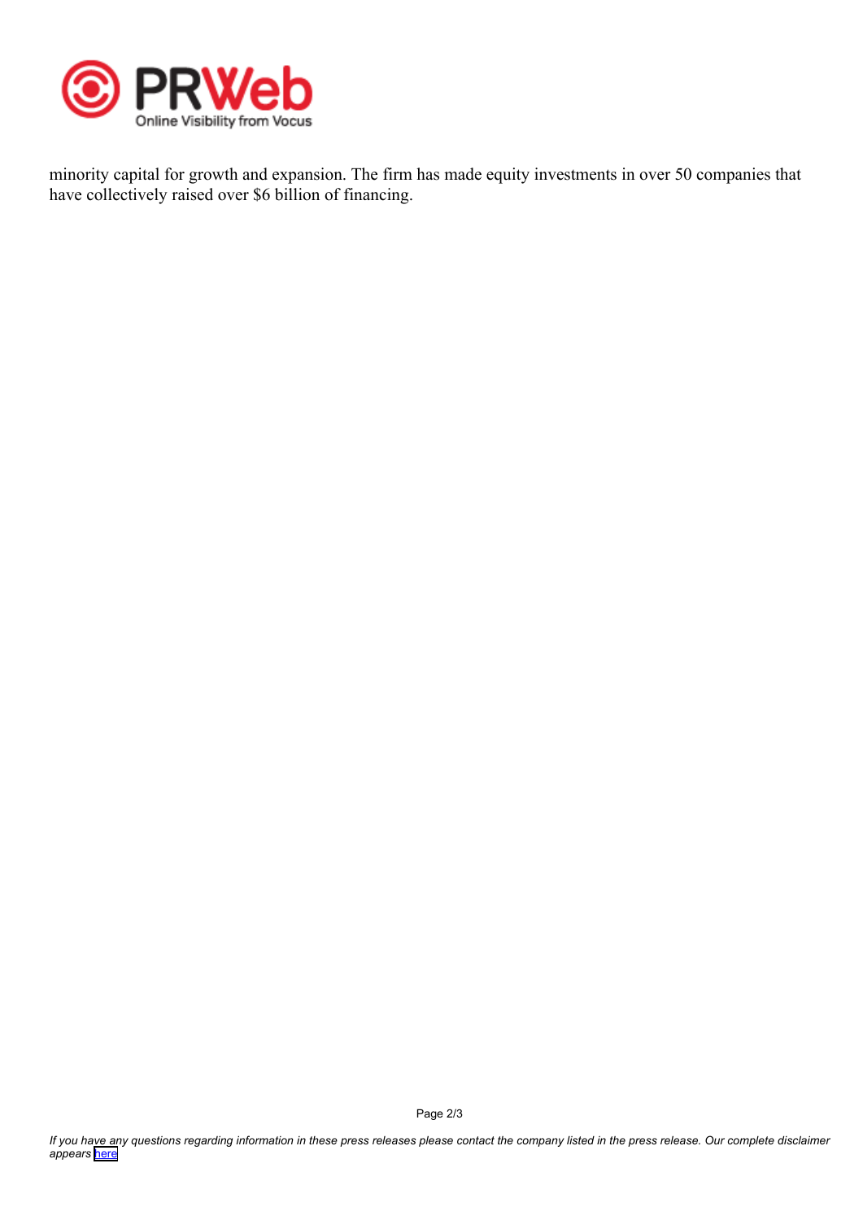minority capital for growth and expansion. The firm has made equity investments in over 50 companies that have collectively raised over $6 billion of financing.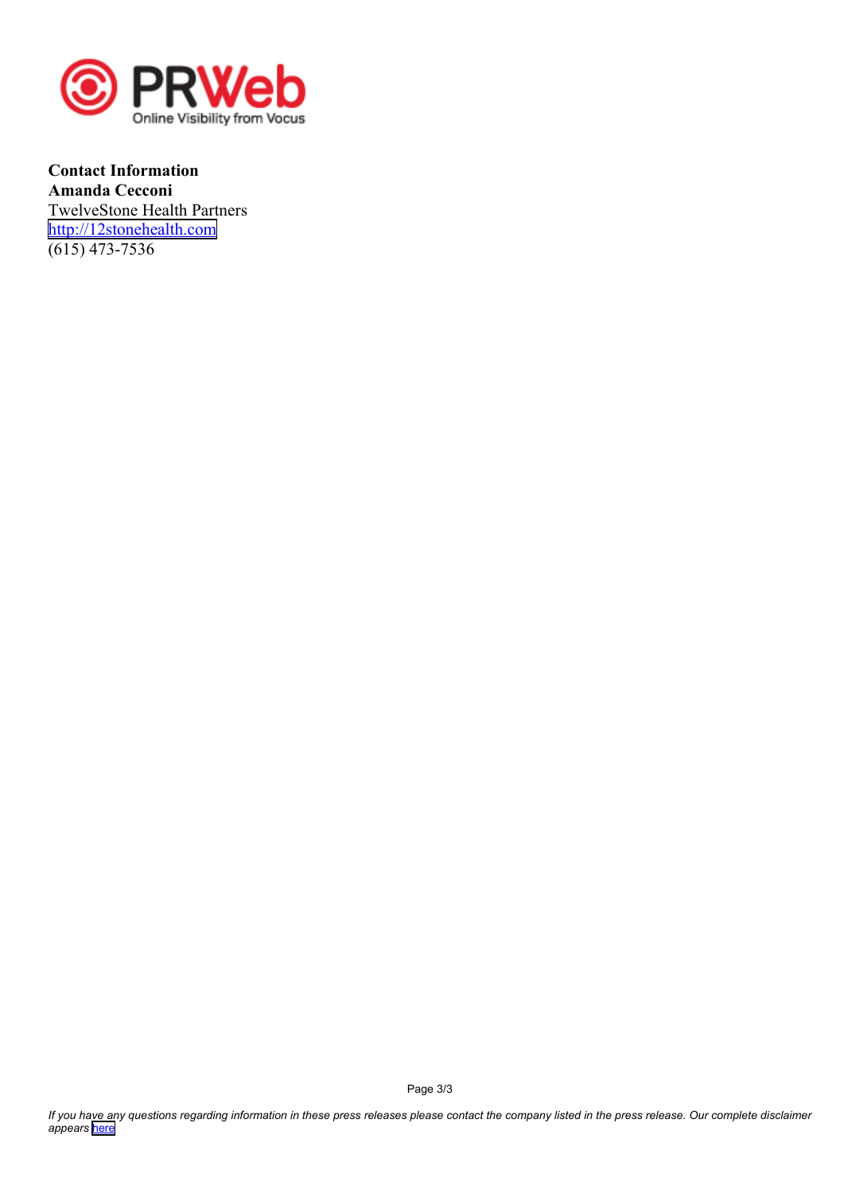**Contact Information**
**Amanda Cecconi**
TwelveStone Health Partners
http://12stonehealth.com
(615) 473-7536

*If you have any questions regarding information in these press releases please contact the company listed in the press release. Our complete disclaimer appears here*